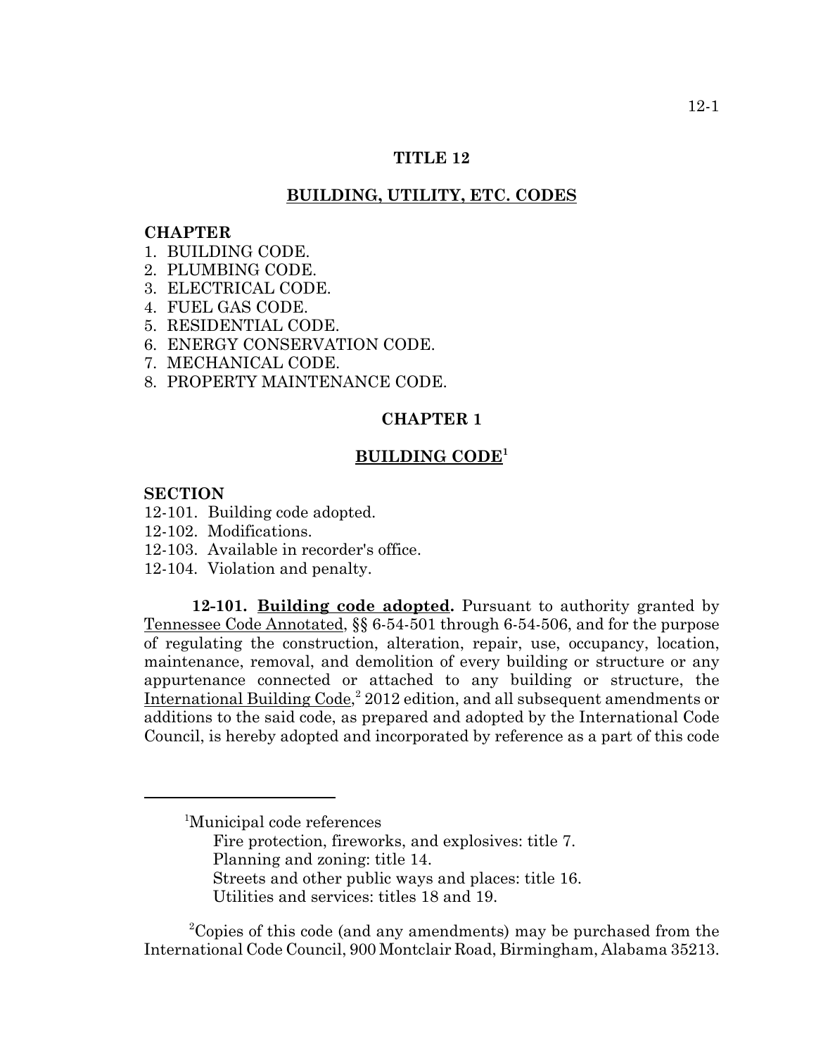# TITLE 12

## BUILDING, UTILITY, ETC. CODES

**CHAPTER**
1. BUILDING CODE.
2. PLUMBING CODE.
3. ELECTRICAL CODE.
4. FUEL GAS CODE.
5. RESIDENTIAL CODE.
6. ENERGY CONSERVATION CODE.
7. MECHANICAL CODE.
8. PROPERTY MAINTENANCE CODE.

## CHAPTER 1

## BUILDING CODE[1]

**SECTION**
12-101. Building code adopted.
12-102. Modifications.
12-103. Available in recorder's office.
12-104. Violation and penalty.

**12-101. Building code adopted.** Pursuant to authority granted by Tennessee Code Annotated, §§ 6-54-501 through 6-54-506, and for the purpose of regulating the construction, alteration, repair, use, occupancy, location, maintenance, removal, and demolition of every building or structure or any appurtenance connected or attached to any building or structure, the International Building Code,[2] 2012 edition, and all subsequent amendments or additions to the said code, as prepared and adopted by the International Code Council, is hereby adopted and incorporated by reference as a part of this code

---

[1]Municipal code references
Fire protection, fireworks, and explosives: title 7.
Planning and zoning: title 14.
Streets and other public ways and places: title 16.
Utilities and services: titles 18 and 19.

[2]Copies of this code (and any amendments) may be purchased from the International Code Council, 900 Montclair Road, Birmingham, Alabama 35213.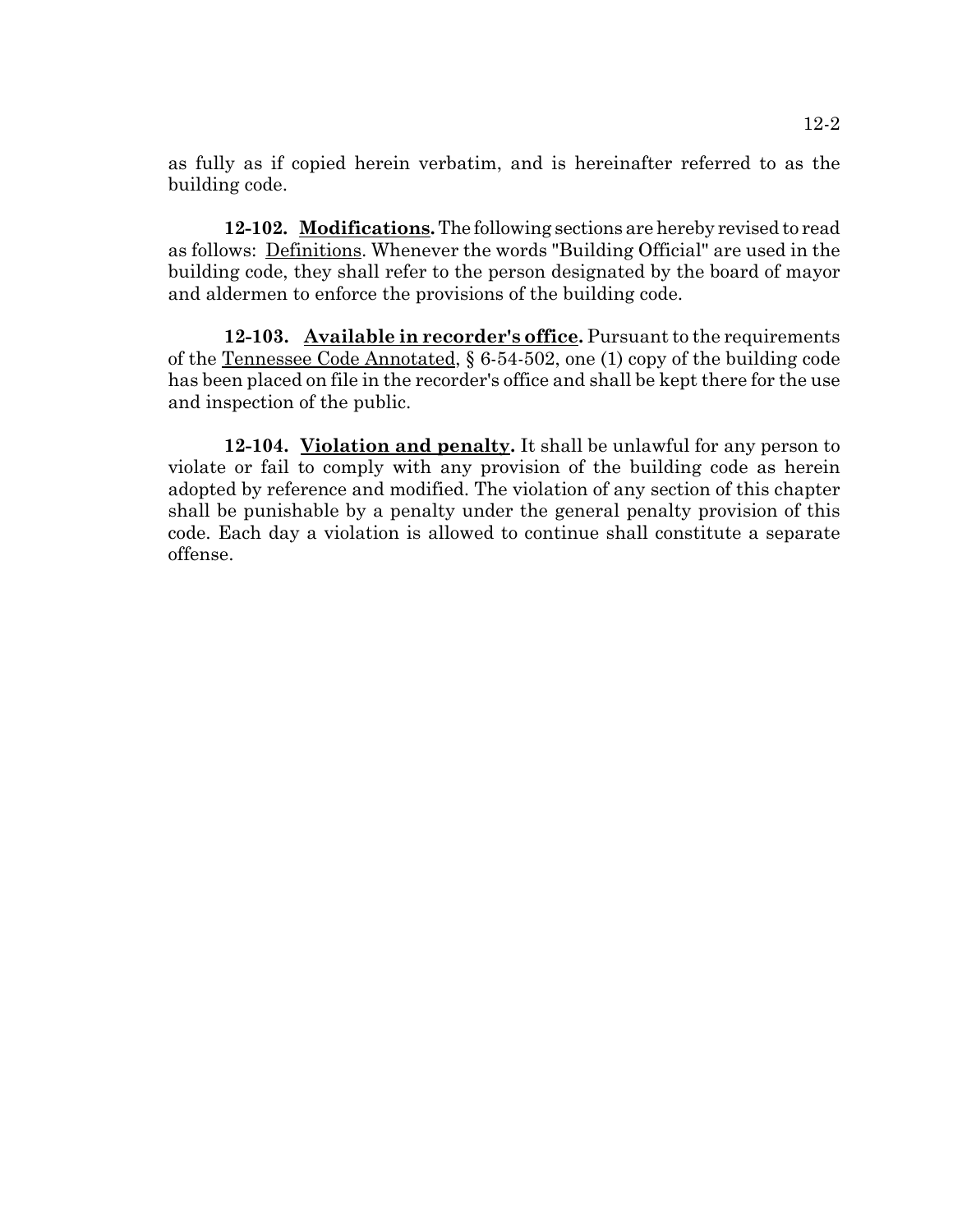as fully as if copied herein verbatim, and is hereinafter referred to as the building code.

**12-102. Modifications.** The following sections are hereby revised to read as follows: Definitions. Whenever the words "Building Official" are used in the building code, they shall refer to the person designated by the board of mayor and aldermen to enforce the provisions of the building code.

**12-103. Available in recorder's office.** Pursuant to the requirements of the Tennessee Code Annotated, § 6-54-502, one (1) copy of the building code has been placed on file in the recorder's office and shall be kept there for the use and inspection of the public.

**12-104. Violation and penalty.** It shall be unlawful for any person to violate or fail to comply with any provision of the building code as herein adopted by reference and modified. The violation of any section of this chapter shall be punishable by a penalty under the general penalty provision of this code. Each day a violation is allowed to continue shall constitute a separate offense.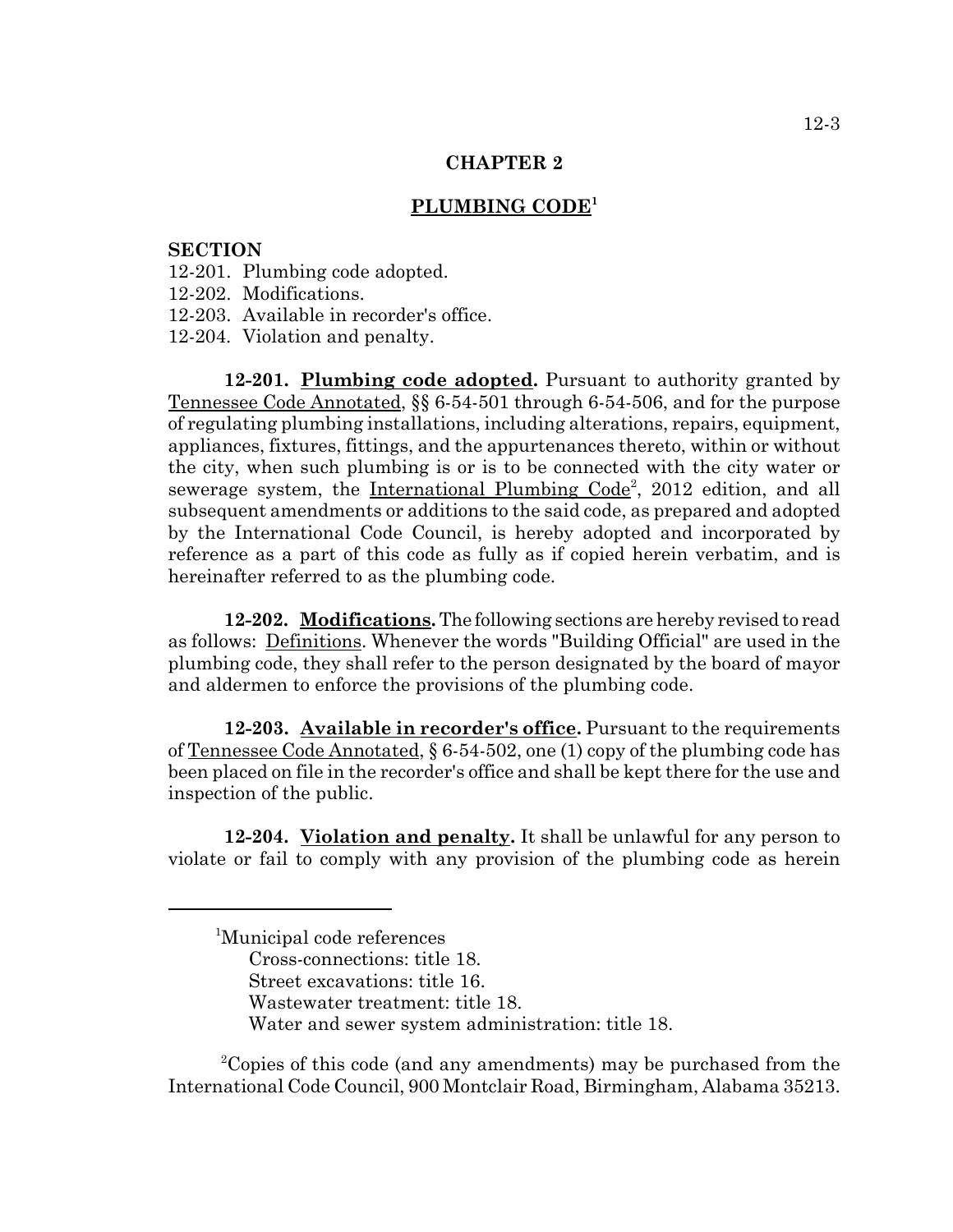## CHAPTER 2

## PLUMBING CODE[1]

**SECTION**

12-201. Plumbing code adopted.
12-202. Modifications.
12-203. Available in recorder's office.
12-204. Violation and penalty.

**12-201. Plumbing code adopted.** Pursuant to authority granted by Tennessee Code Annotated, §§ 6-54-501 through 6-54-506, and for the purpose of regulating plumbing installations, including alterations, repairs, equipment, appliances, fixtures, fittings, and the appurtenances thereto, within or without the city, when such plumbing is or is to be connected with the city water or sewerage system, the International Plumbing Code[2], 2012 edition, and all subsequent amendments or additions to the said code, as prepared and adopted by the International Code Council, is hereby adopted and incorporated by reference as a part of this code as fully as if copied herein verbatim, and is hereinafter referred to as the plumbing code.

**12-202. Modifications.** The following sections are hereby revised to read as follows: Definitions. Whenever the words "Building Official" are used in the plumbing code, they shall refer to the person designated by the board of mayor and aldermen to enforce the provisions of the plumbing code.

**12-203. Available in recorder's office.** Pursuant to the requirements of Tennessee Code Annotated, § 6-54-502, one (1) copy of the plumbing code has been placed on file in the recorder's office and shall be kept there for the use and inspection of the public.

**12-204. Violation and penalty.** It shall be unlawful for any person to violate or fail to comply with any provision of the plumbing code as herein

---

[1]Municipal code references
Cross-connections: title 18.
Street excavations: title 16.
Wastewater treatment: title 18.
Water and sewer system administration: title 18.

[2]Copies of this code (and any amendments) may be purchased from the International Code Council, 900 Montclair Road, Birmingham, Alabama 35213.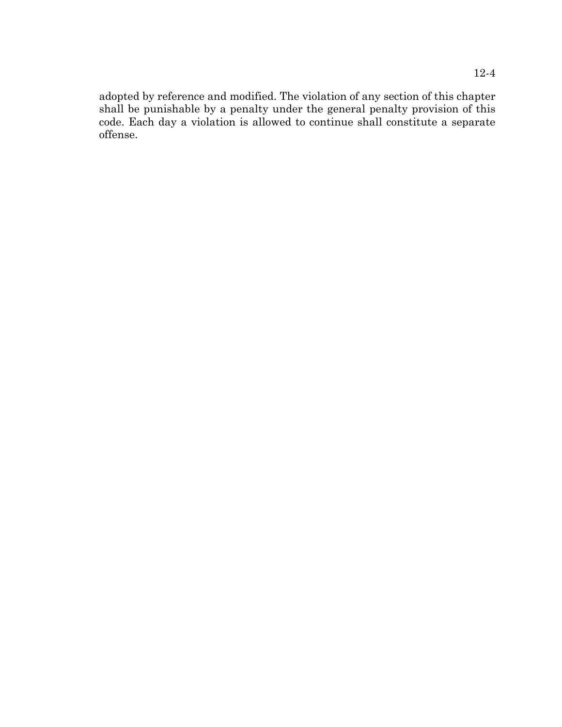adopted by reference and modified. The violation of any section of this chapter shall be punishable by a penalty under the general penalty provision of this code. Each day a violation is allowed to continue shall constitute a separate offense.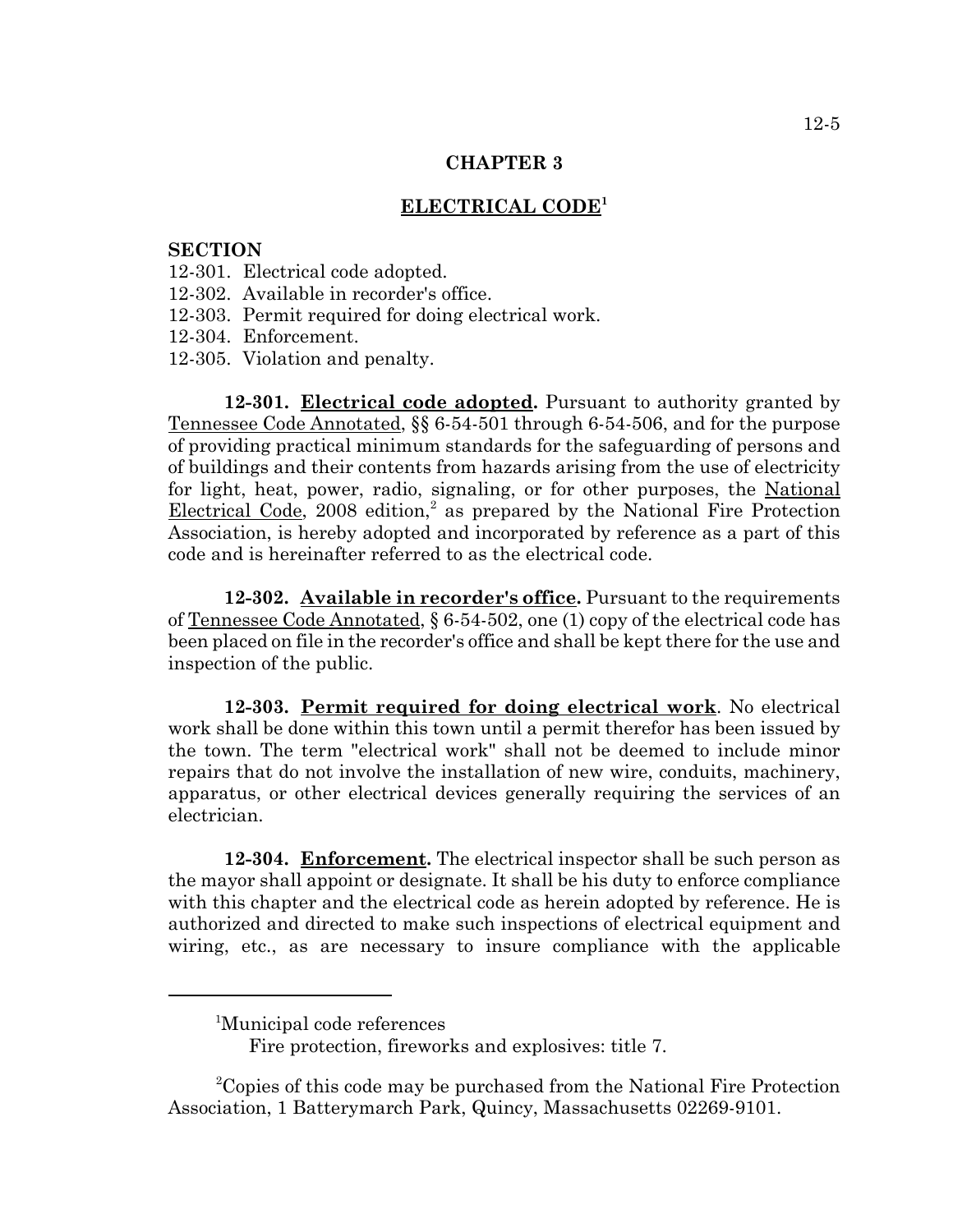## CHAPTER 3

## ELECTRICAL CODE[1]

**SECTION**

12-301. Electrical code adopted.
12-302. Available in recorder's office.
12-303. Permit required for doing electrical work.
12-304. Enforcement.
12-305. Violation and penalty.

**12-301. Electrical code adopted.** Pursuant to authority granted by Tennessee Code Annotated, §§ 6-54-501 through 6-54-506, and for the purpose of providing practical minimum standards for the safeguarding of persons and of buildings and their contents from hazards arising from the use of electricity for light, heat, power, radio, signaling, or for other purposes, the National Electrical Code, 2008 edition,[2] as prepared by the National Fire Protection Association, is hereby adopted and incorporated by reference as a part of this code and is hereinafter referred to as the electrical code.

**12-302. Available in recorder's office.** Pursuant to the requirements of Tennessee Code Annotated, § 6-54-502, one (1) copy of the electrical code has been placed on file in the recorder's office and shall be kept there for the use and inspection of the public.

**12-303. Permit required for doing electrical work**. No electrical work shall be done within this town until a permit therefor has been issued by the town. The term "electrical work" shall not be deemed to include minor repairs that do not involve the installation of new wire, conduits, machinery, apparatus, or other electrical devices generally requiring the services of an electrician.

**12-304. Enforcement.** The electrical inspector shall be such person as the mayor shall appoint or designate. It shall be his duty to enforce compliance with this chapter and the electrical code as herein adopted by reference. He is authorized and directed to make such inspections of electrical equipment and wiring, etc., as are necessary to insure compliance with the applicable

---

[1]Municipal code references
Fire protection, fireworks and explosives: title 7.

[2]Copies of this code may be purchased from the National Fire Protection Association, 1 Batterymarch Park, Quincy, Massachusetts 02269-9101.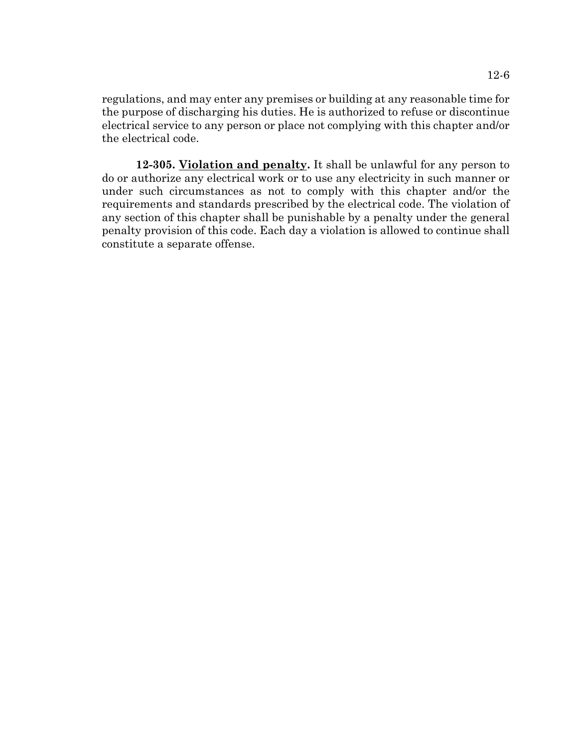regulations, and may enter any premises or building at any reasonable time for the purpose of discharging his duties. He is authorized to refuse or discontinue electrical service to any person or place not complying with this chapter and/or the electrical code.

**12-305. Violation and penalty.** It shall be unlawful for any person to do or authorize any electrical work or to use any electricity in such manner or under such circumstances as not to comply with this chapter and/or the requirements and standards prescribed by the electrical code. The violation of any section of this chapter shall be punishable by a penalty under the general penalty provision of this code. Each day a violation is allowed to continue shall constitute a separate offense.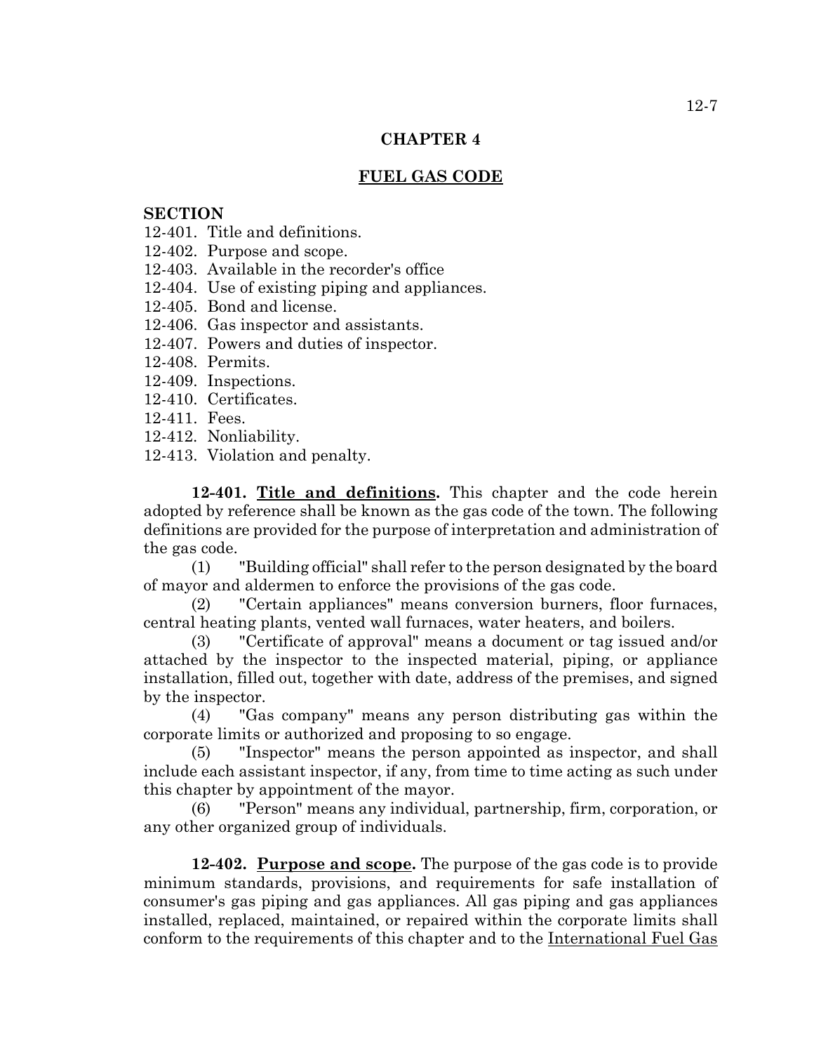## CHAPTER 4

## FUEL GAS CODE

**SECTION**

12-401. Title and definitions.
12-402. Purpose and scope.
12-403. Available in the recorder's office
12-404. Use of existing piping and appliances.
12-405. Bond and license.
12-406. Gas inspector and assistants.
12-407. Powers and duties of inspector.
12-408. Permits.
12-409. Inspections.
12-410. Certificates.
12-411. Fees.
12-412. Nonliability.
12-413. Violation and penalty.

**12-401. Title and definitions.** This chapter and the code herein adopted by reference shall be known as the gas code of the town. The following definitions are provided for the purpose of interpretation and administration of the gas code.

(1) "Building official" shall refer to the person designated by the board of mayor and aldermen to enforce the provisions of the gas code.

(2) "Certain appliances" means conversion burners, floor furnaces, central heating plants, vented wall furnaces, water heaters, and boilers.

(3) "Certificate of approval" means a document or tag issued and/or attached by the inspector to the inspected material, piping, or appliance installation, filled out, together with date, address of the premises, and signed by the inspector.

(4) "Gas company" means any person distributing gas within the corporate limits or authorized and proposing to so engage.

(5) "Inspector" means the person appointed as inspector, and shall include each assistant inspector, if any, from time to time acting as such under this chapter by appointment of the mayor.

(6) "Person" means any individual, partnership, firm, corporation, or any other organized group of individuals.

**12-402. Purpose and scope.** The purpose of the gas code is to provide minimum standards, provisions, and requirements for safe installation of consumer's gas piping and gas appliances. All gas piping and gas appliances installed, replaced, maintained, or repaired within the corporate limits shall conform to the requirements of this chapter and to the International Fuel Gas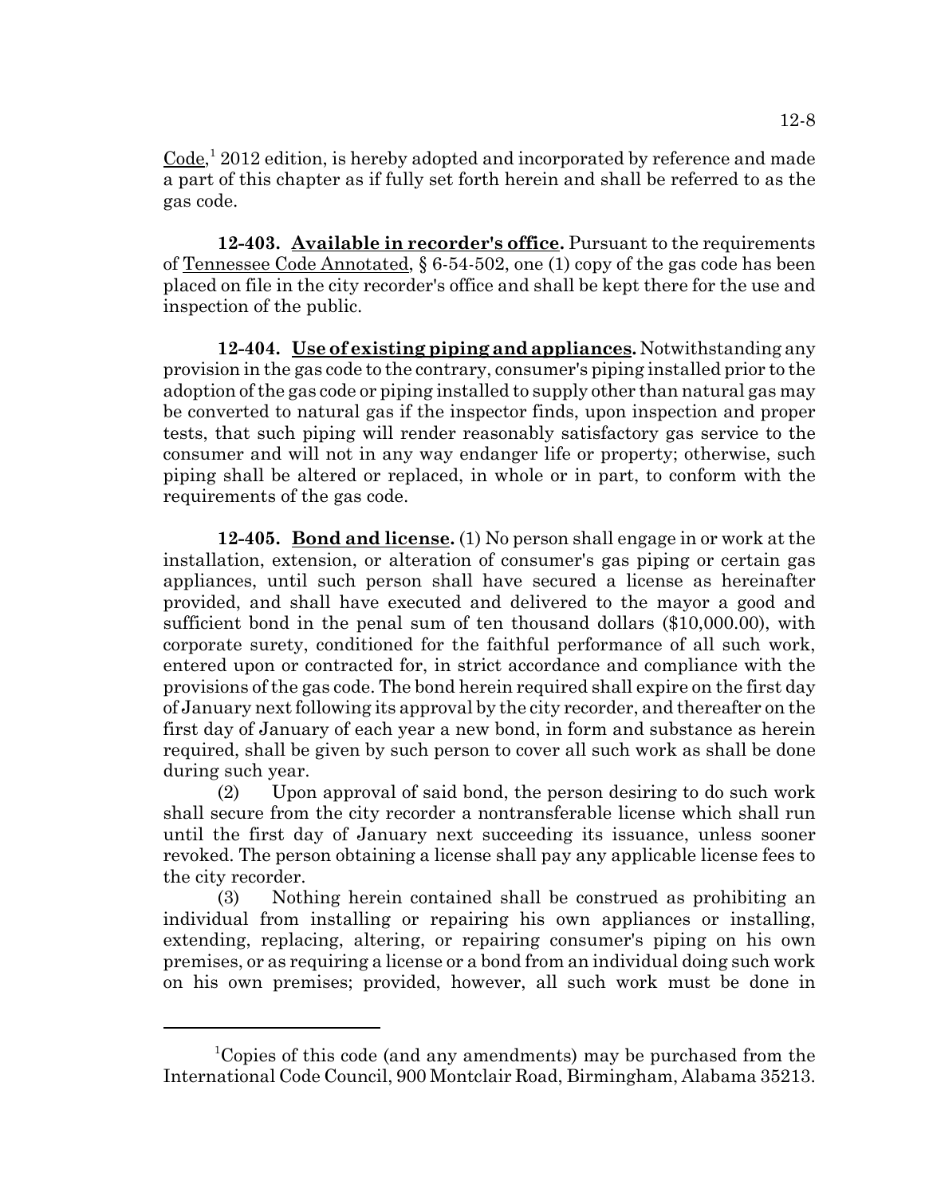Code,[1] 2012 edition, is hereby adopted and incorporated by reference and made a part of this chapter as if fully set forth herein and shall be referred to as the gas code.

**12-403. Available in recorder's office.** Pursuant to the requirements of Tennessee Code Annotated, § 6-54-502, one (1) copy of the gas code has been placed on file in the city recorder's office and shall be kept there for the use and inspection of the public.

**12-404. Use of existing piping and appliances.** Notwithstanding any provision in the gas code to the contrary, consumer's piping installed prior to the adoption of the gas code or piping installed to supply other than natural gas may be converted to natural gas if the inspector finds, upon inspection and proper tests, that such piping will render reasonably satisfactory gas service to the consumer and will not in any way endanger life or property; otherwise, such piping shall be altered or replaced, in whole or in part, to conform with the requirements of the gas code.

**12-405. Bond and license.** (1) No person shall engage in or work at the installation, extension, or alteration of consumer's gas piping or certain gas appliances, until such person shall have secured a license as hereinafter provided, and shall have executed and delivered to the mayor a good and sufficient bond in the penal sum of ten thousand dollars ($10,000.00), with corporate surety, conditioned for the faithful performance of all such work, entered upon or contracted for, in strict accordance and compliance with the provisions of the gas code. The bond herein required shall expire on the first day of January next following its approval by the city recorder, and thereafter on the first day of January of each year a new bond, in form and substance as herein required, shall be given by such person to cover all such work as shall be done during such year.

(2) Upon approval of said bond, the person desiring to do such work shall secure from the city recorder a nontransferable license which shall run until the first day of January next succeeding its issuance, unless sooner revoked. The person obtaining a license shall pay any applicable license fees to the city recorder.

(3) Nothing herein contained shall be construed as prohibiting an individual from installing or repairing his own appliances or installing, extending, replacing, altering, or repairing consumer's piping on his own premises, or as requiring a license or a bond from an individual doing such work on his own premises; provided, however, all such work must be done in

---

[1] Copies of this code (and any amendments) may be purchased from the International Code Council, 900 Montclair Road, Birmingham, Alabama 35213.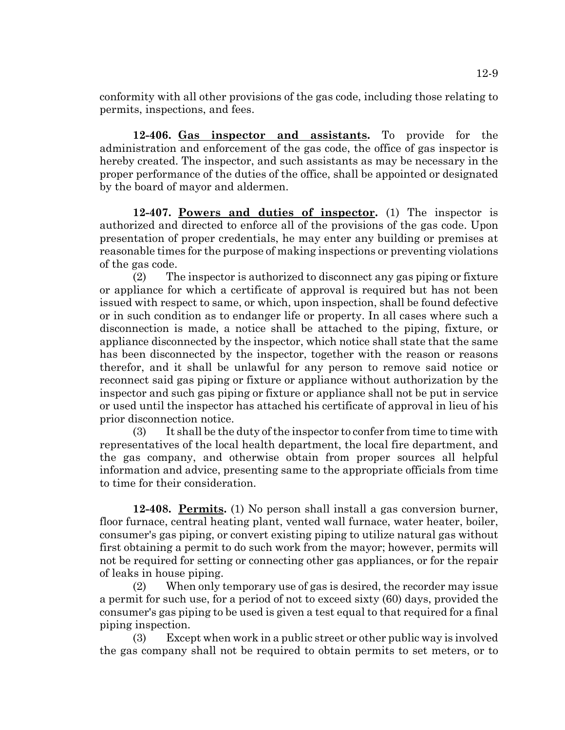conformity with all other provisions of the gas code, including those relating to permits, inspections, and fees.

**12-406. Gas inspector and assistants.** To provide for the administration and enforcement of the gas code, the office of gas inspector is hereby created. The inspector, and such assistants as may be necessary in the proper performance of the duties of the office, shall be appointed or designated by the board of mayor and aldermen.

**12-407. Powers and duties of inspector.** (1) The inspector is authorized and directed to enforce all of the provisions of the gas code. Upon presentation of proper credentials, he may enter any building or premises at reasonable times for the purpose of making inspections or preventing violations of the gas code.

(2) The inspector is authorized to disconnect any gas piping or fixture or appliance for which a certificate of approval is required but has not been issued with respect to same, or which, upon inspection, shall be found defective or in such condition as to endanger life or property. In all cases where such a disconnection is made, a notice shall be attached to the piping, fixture, or appliance disconnected by the inspector, which notice shall state that the same has been disconnected by the inspector, together with the reason or reasons therefor, and it shall be unlawful for any person to remove said notice or reconnect said gas piping or fixture or appliance without authorization by the inspector and such gas piping or fixture or appliance shall not be put in service or used until the inspector has attached his certificate of approval in lieu of his prior disconnection notice.

(3) It shall be the duty of the inspector to confer from time to time with representatives of the local health department, the local fire department, and the gas company, and otherwise obtain from proper sources all helpful information and advice, presenting same to the appropriate officials from time to time for their consideration.

**12-408. Permits.** (1) No person shall install a gas conversion burner, floor furnace, central heating plant, vented wall furnace, water heater, boiler, consumer's gas piping, or convert existing piping to utilize natural gas without first obtaining a permit to do such work from the mayor; however, permits will not be required for setting or connecting other gas appliances, or for the repair of leaks in house piping.

(2) When only temporary use of gas is desired, the recorder may issue a permit for such use, for a period of not to exceed sixty (60) days, provided the consumer's gas piping to be used is given a test equal to that required for a final piping inspection.

(3) Except when work in a public street or other public way is involved the gas company shall not be required to obtain permits to set meters, or to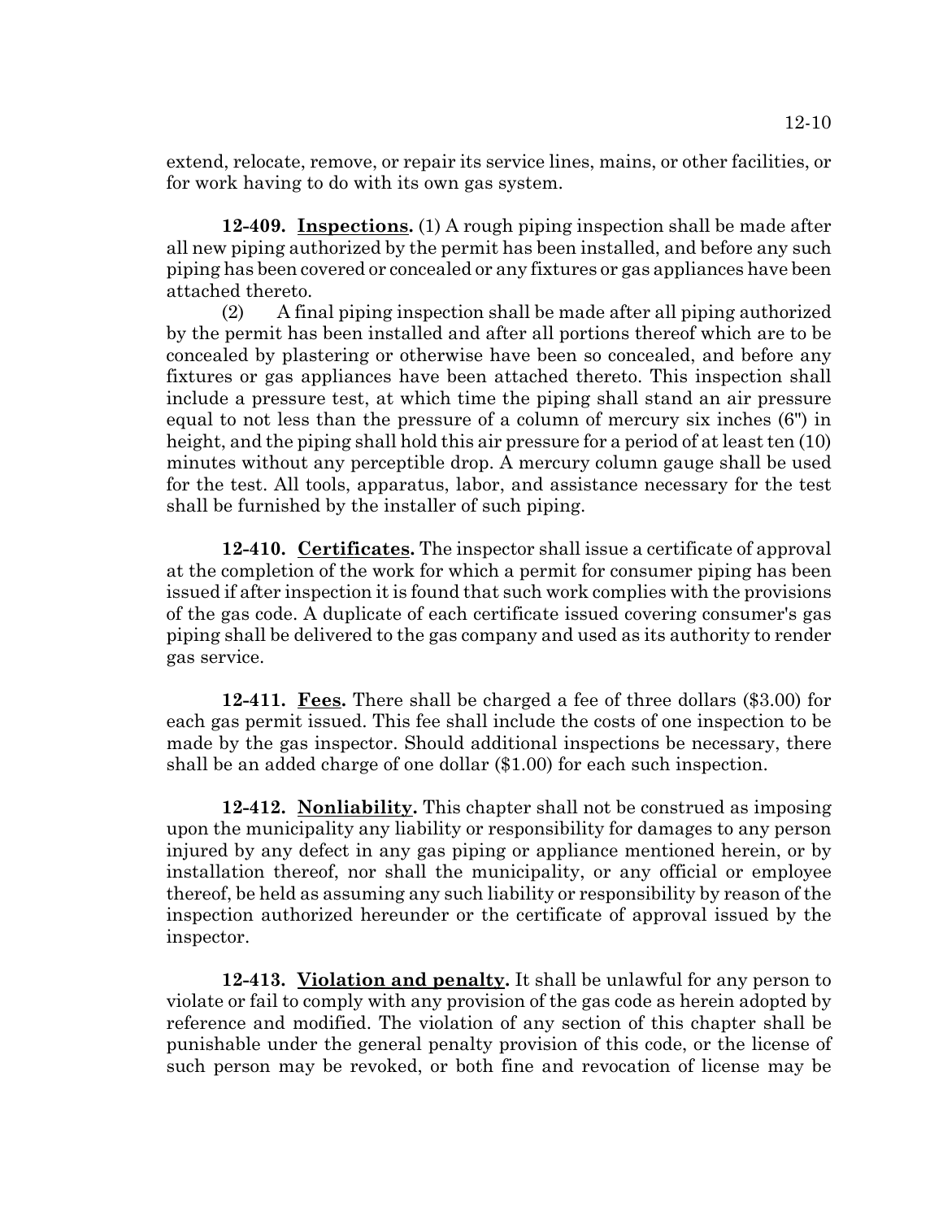extend, relocate, remove, or repair its service lines, mains, or other facilities, or for work having to do with its own gas system.

**12-409. Inspections.** (1) A rough piping inspection shall be made after all new piping authorized by the permit has been installed, and before any such piping has been covered or concealed or any fixtures or gas appliances have been attached thereto.

(2) A final piping inspection shall be made after all piping authorized by the permit has been installed and after all portions thereof which are to be concealed by plastering or otherwise have been so concealed, and before any fixtures or gas appliances have been attached thereto. This inspection shall include a pressure test, at which time the piping shall stand an air pressure equal to not less than the pressure of a column of mercury six inches (6") in height, and the piping shall hold this air pressure for a period of at least ten (10) minutes without any perceptible drop. A mercury column gauge shall be used for the test. All tools, apparatus, labor, and assistance necessary for the test shall be furnished by the installer of such piping.

**12-410. Certificates.** The inspector shall issue a certificate of approval at the completion of the work for which a permit for consumer piping has been issued if after inspection it is found that such work complies with the provisions of the gas code. A duplicate of each certificate issued covering consumer's gas piping shall be delivered to the gas company and used as its authority to render gas service.

**12-411. Fees.** There shall be charged a fee of three dollars ($3.00) for each gas permit issued. This fee shall include the costs of one inspection to be made by the gas inspector. Should additional inspections be necessary, there shall be an added charge of one dollar ($1.00) for each such inspection.

**12-412. Nonliability.** This chapter shall not be construed as imposing upon the municipality any liability or responsibility for damages to any person injured by any defect in any gas piping or appliance mentioned herein, or by installation thereof, nor shall the municipality, or any official or employee thereof, be held as assuming any such liability or responsibility by reason of the inspection authorized hereunder or the certificate of approval issued by the inspector.

**12-413. Violation and penalty.** It shall be unlawful for any person to violate or fail to comply with any provision of the gas code as herein adopted by reference and modified. The violation of any section of this chapter shall be punishable under the general penalty provision of this code, or the license of such person may be revoked, or both fine and revocation of license may be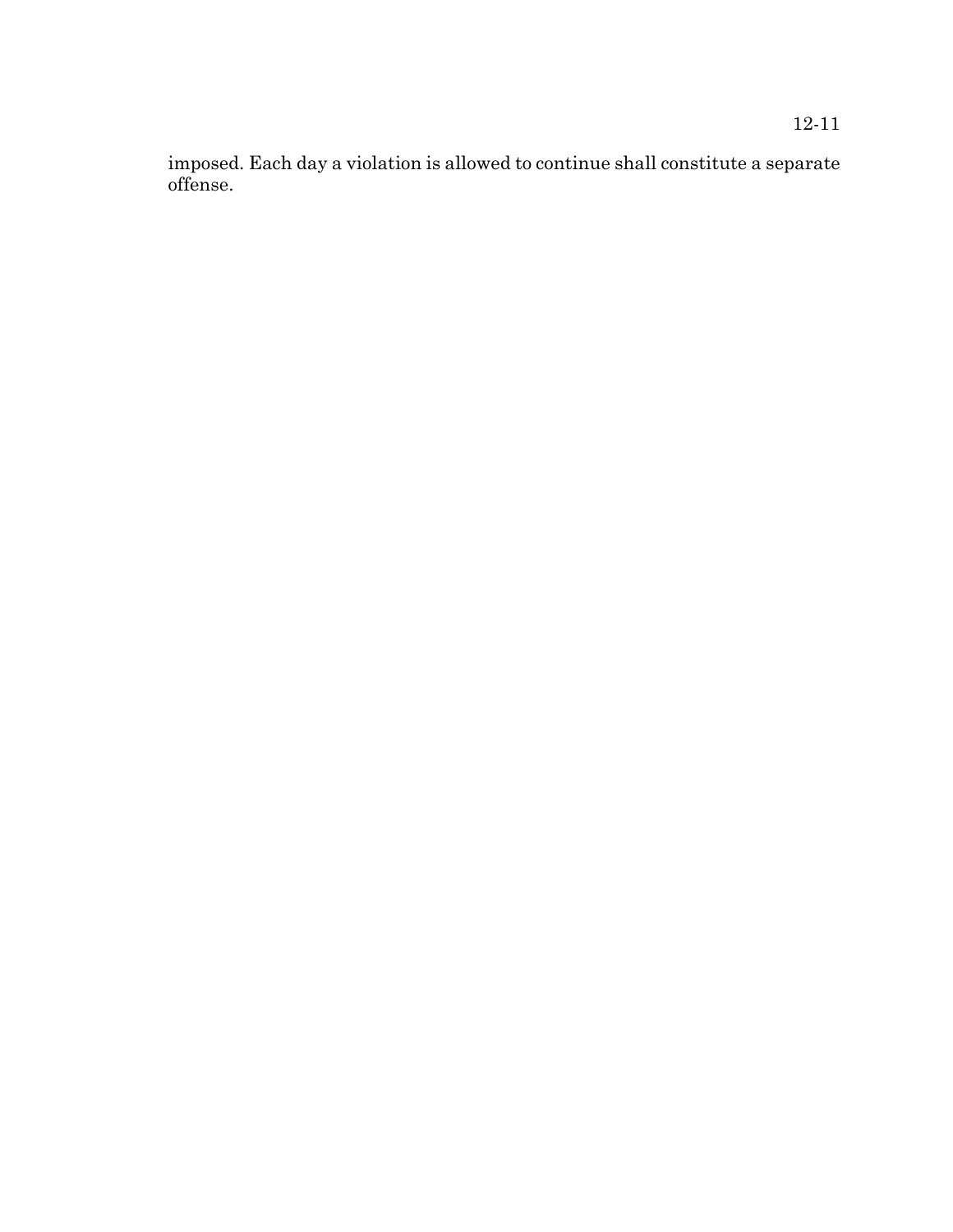imposed. Each day a violation is allowed to continue shall constitute a separate offense.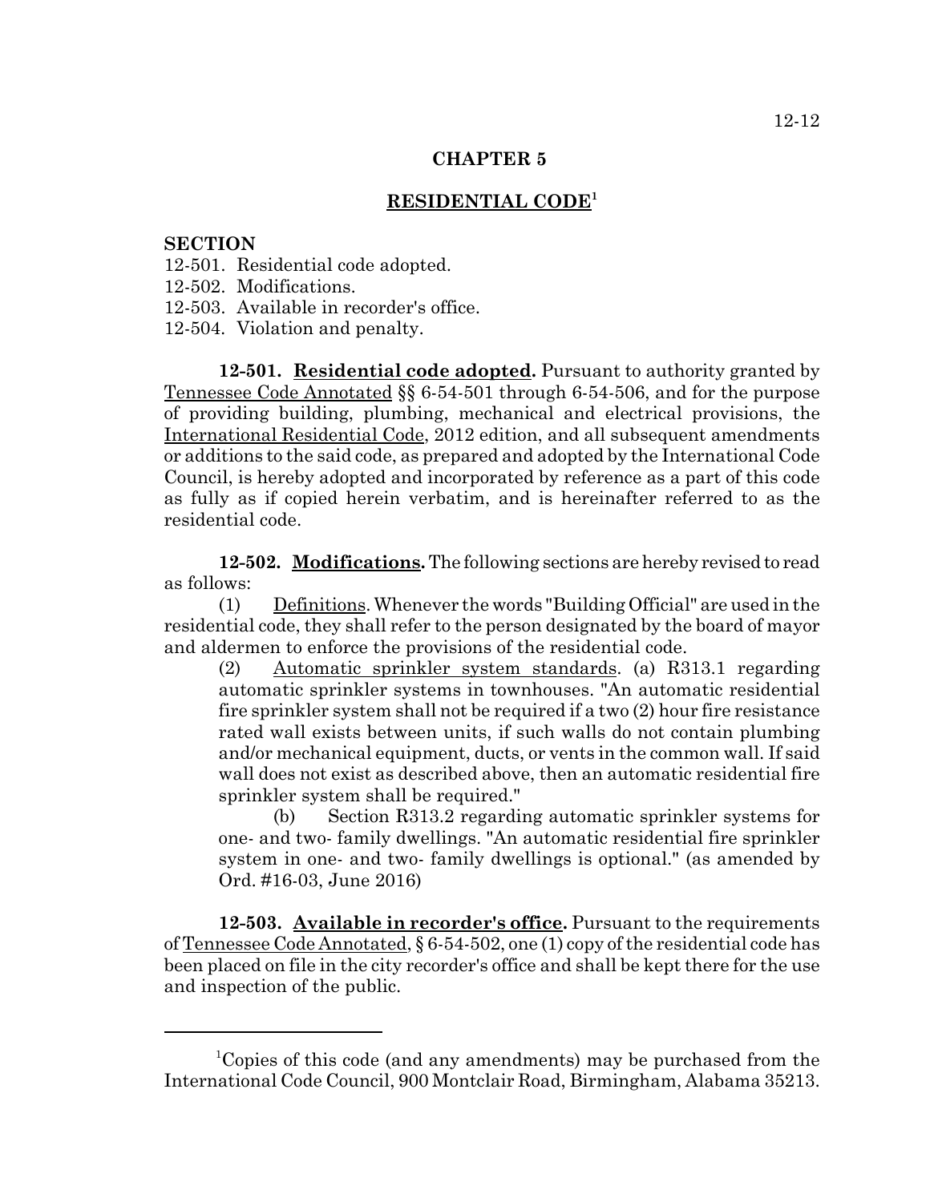# CHAPTER 5

## RESIDENTIAL CODE[1]

**SECTION**

12-501. Residential code adopted.
12-502. Modifications.
12-503. Available in recorder's office.
12-504. Violation and penalty.

**12-501. Residential code adopted.** Pursuant to authority granted by Tennessee Code Annotated §§ 6-54-501 through 6-54-506, and for the purpose of providing building, plumbing, mechanical and electrical provisions, the International Residential Code, 2012 edition, and all subsequent amendments or additions to the said code, as prepared and adopted by the International Code Council, is hereby adopted and incorporated by reference as a part of this code as fully as if copied herein verbatim, and is hereinafter referred to as the residential code.

**12-502. Modifications.** The following sections are hereby revised to read as follows:

(1) Definitions. Whenever the words "Building Official" are used in the residential code, they shall refer to the person designated by the board of mayor and aldermen to enforce the provisions of the residential code.

(2) Automatic sprinkler system standards. (a) R313.1 regarding automatic sprinkler systems in townhouses. "An automatic residential fire sprinkler system shall not be required if a two (2) hour fire resistance rated wall exists between units, if such walls do not contain plumbing and/or mechanical equipment, ducts, or vents in the common wall. If said wall does not exist as described above, then an automatic residential fire sprinkler system shall be required."

(b) Section R313.2 regarding automatic sprinkler systems for one- and two- family dwellings. "An automatic residential fire sprinkler system in one- and two- family dwellings is optional." (as amended by Ord. #16-03, June 2016)

**12-503. Available in recorder's office.** Pursuant to the requirements of Tennessee Code Annotated, § 6-54-502, one (1) copy of the residential code has been placed on file in the city recorder's office and shall be kept there for the use and inspection of the public.

---

[1]Copies of this code (and any amendments) may be purchased from the International Code Council, 900 Montclair Road, Birmingham, Alabama 35213.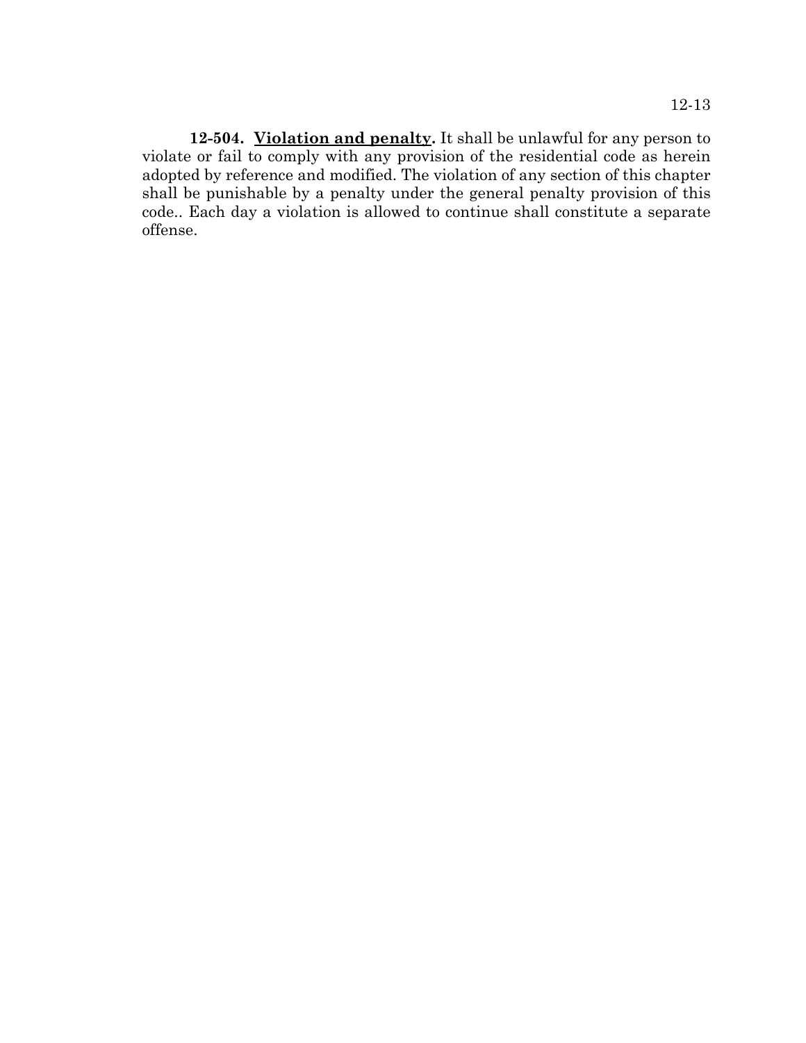**12-504. Violation and penalty.** It shall be unlawful for any person to violate or fail to comply with any provision of the residential code as herein adopted by reference and modified. The violation of any section of this chapter shall be punishable by a penalty under the general penalty provision of this code.. Each day a violation is allowed to continue shall constitute a separate offense.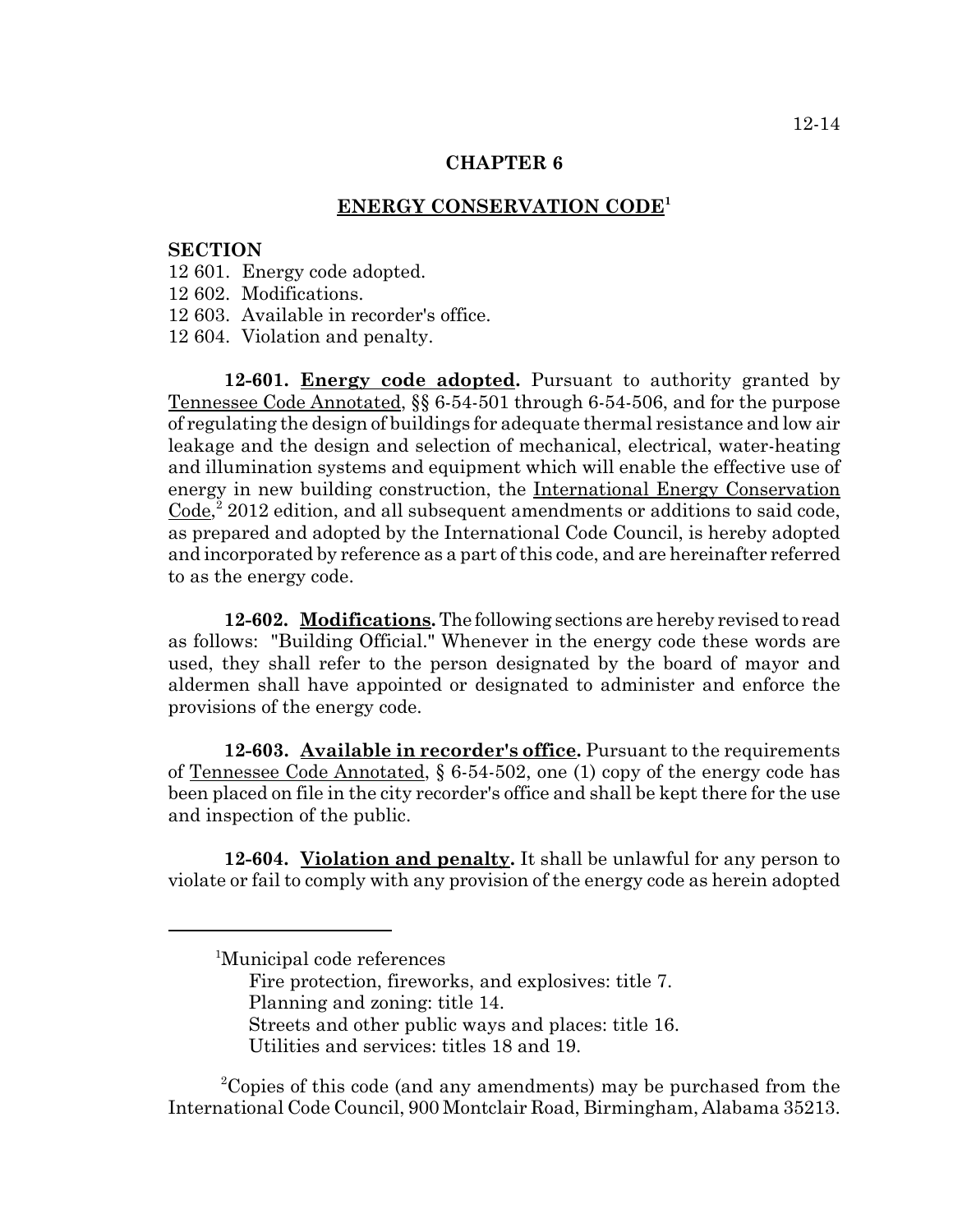# CHAPTER 6

## ENERGY CONSERVATION CODE[1]

**SECTION**

12 601. Energy code adopted.
12 602. Modifications.
12 603. Available in recorder's office.
12 604. Violation and penalty.

**12-601. Energy code adopted.** Pursuant to authority granted by Tennessee Code Annotated, §§ 6-54-501 through 6-54-506, and for the purpose of regulating the design of buildings for adequate thermal resistance and low air leakage and the design and selection of mechanical, electrical, water-heating and illumination systems and equipment which will enable the effective use of energy in new building construction, the International Energy Conservation Code,[2] 2012 edition, and all subsequent amendments or additions to said code, as prepared and adopted by the International Code Council, is hereby adopted and incorporated by reference as a part of this code, and are hereinafter referred to as the energy code.

**12-602. Modifications.** The following sections are hereby revised to read as follows: "Building Official." Whenever in the energy code these words are used, they shall refer to the person designated by the board of mayor and aldermen shall have appointed or designated to administer and enforce the provisions of the energy code.

**12-603. Available in recorder's office.** Pursuant to the requirements of Tennessee Code Annotated, § 6-54-502, one (1) copy of the energy code has been placed on file in the city recorder's office and shall be kept there for the use and inspection of the public.

**12-604. Violation and penalty.** It shall be unlawful for any person to violate or fail to comply with any provision of the energy code as herein adopted

---

[1]Municipal code references
Fire protection, fireworks, and explosives: title 7.
Planning and zoning: title 14.
Streets and other public ways and places: title 16.
Utilities and services: titles 18 and 19.

[2]Copies of this code (and any amendments) may be purchased from the International Code Council, 900 Montclair Road, Birmingham, Alabama 35213.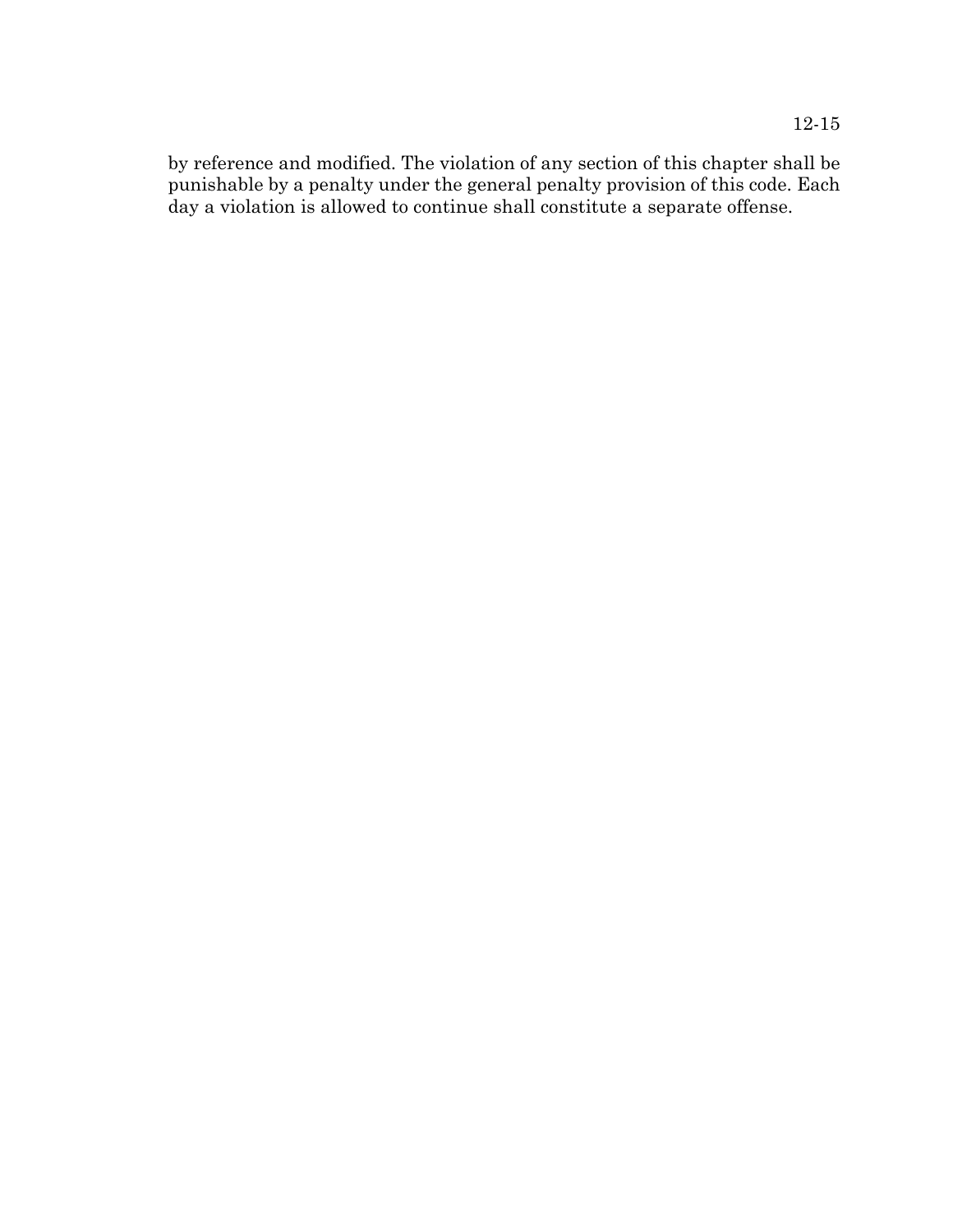by reference and modified. The violation of any section of this chapter shall be punishable by a penalty under the general penalty provision of this code. Each day a violation is allowed to continue shall constitute a separate offense.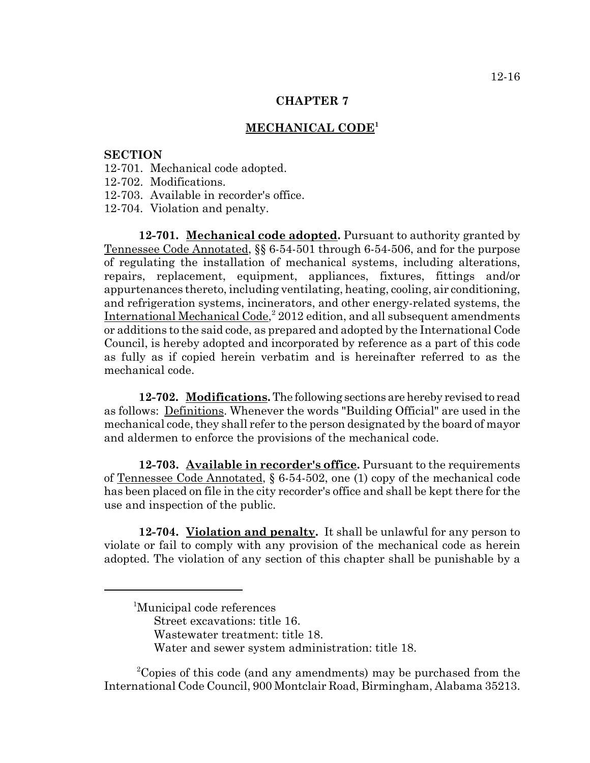# CHAPTER 7

## MECHANICAL CODE[1]

**SECTION**

12-701. Mechanical code adopted.
12-702. Modifications.
12-703. Available in recorder's office.
12-704. Violation and penalty.

**12-701. Mechanical code adopted.** Pursuant to authority granted by Tennessee Code Annotated, §§ 6-54-501 through 6-54-506, and for the purpose of regulating the installation of mechanical systems, including alterations, repairs, replacement, equipment, appliances, fixtures, fittings and/or appurtenances thereto, including ventilating, heating, cooling, air conditioning, and refrigeration systems, incinerators, and other energy-related systems, the International Mechanical Code,[2] 2012 edition, and all subsequent amendments or additions to the said code, as prepared and adopted by the International Code Council, is hereby adopted and incorporated by reference as a part of this code as fully as if copied herein verbatim and is hereinafter referred to as the mechanical code.

**12-702. Modifications.** The following sections are hereby revised to read as follows: Definitions. Whenever the words "Building Official" are used in the mechanical code, they shall refer to the person designated by the board of mayor and aldermen to enforce the provisions of the mechanical code.

**12-703. Available in recorder's office.** Pursuant to the requirements of Tennessee Code Annotated, § 6-54-502, one (1) copy of the mechanical code has been placed on file in the city recorder's office and shall be kept there for the use and inspection of the public.

**12-704. Violation and penalty.** It shall be unlawful for any person to violate or fail to comply with any provision of the mechanical code as herein adopted. The violation of any section of this chapter shall be punishable by a

---

[1]Municipal code references
Street excavations: title 16.
Wastewater treatment: title 18.
Water and sewer system administration: title 18.

[2]Copies of this code (and any amendments) may be purchased from the International Code Council, 900 Montclair Road, Birmingham, Alabama 35213.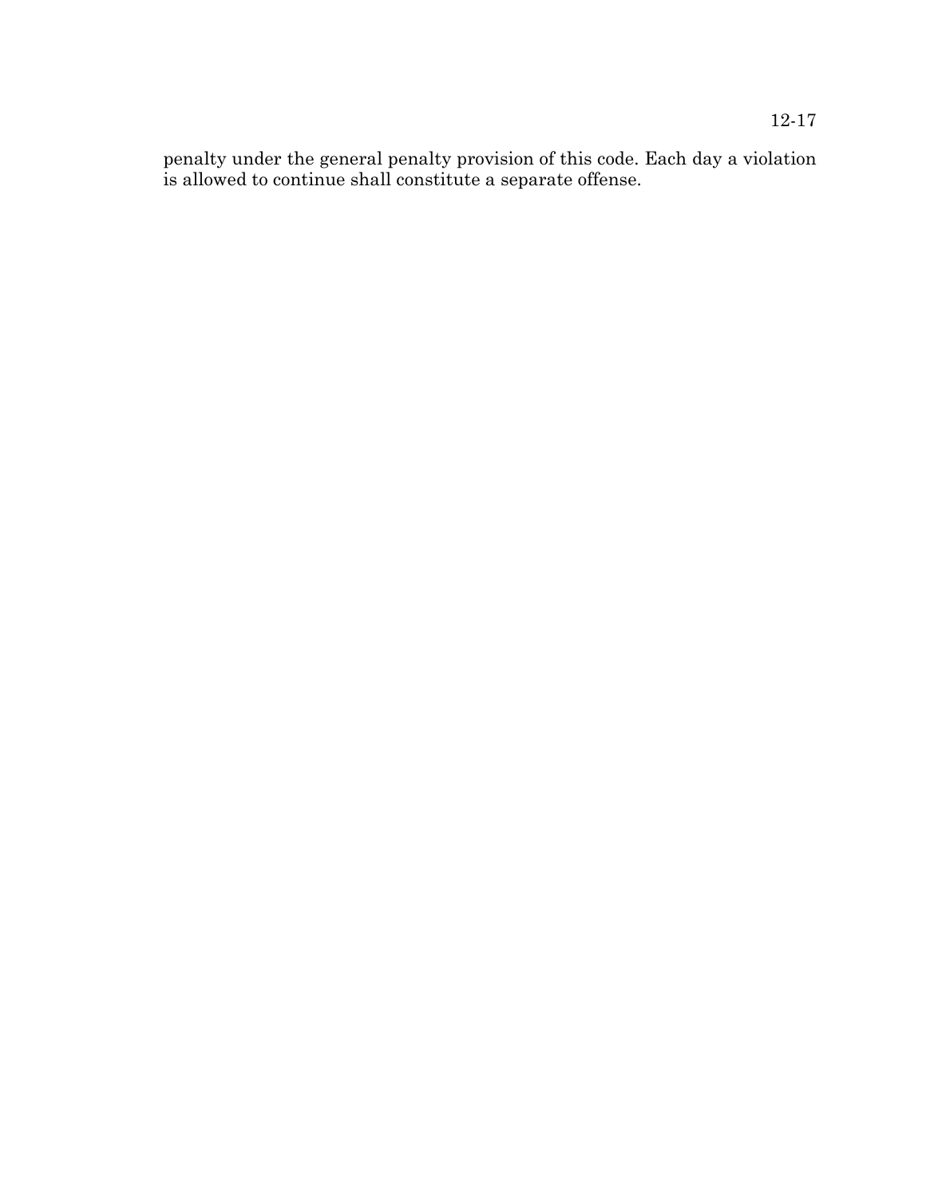penalty under the general penalty provision of this code. Each day a violation is allowed to continue shall constitute a separate offense.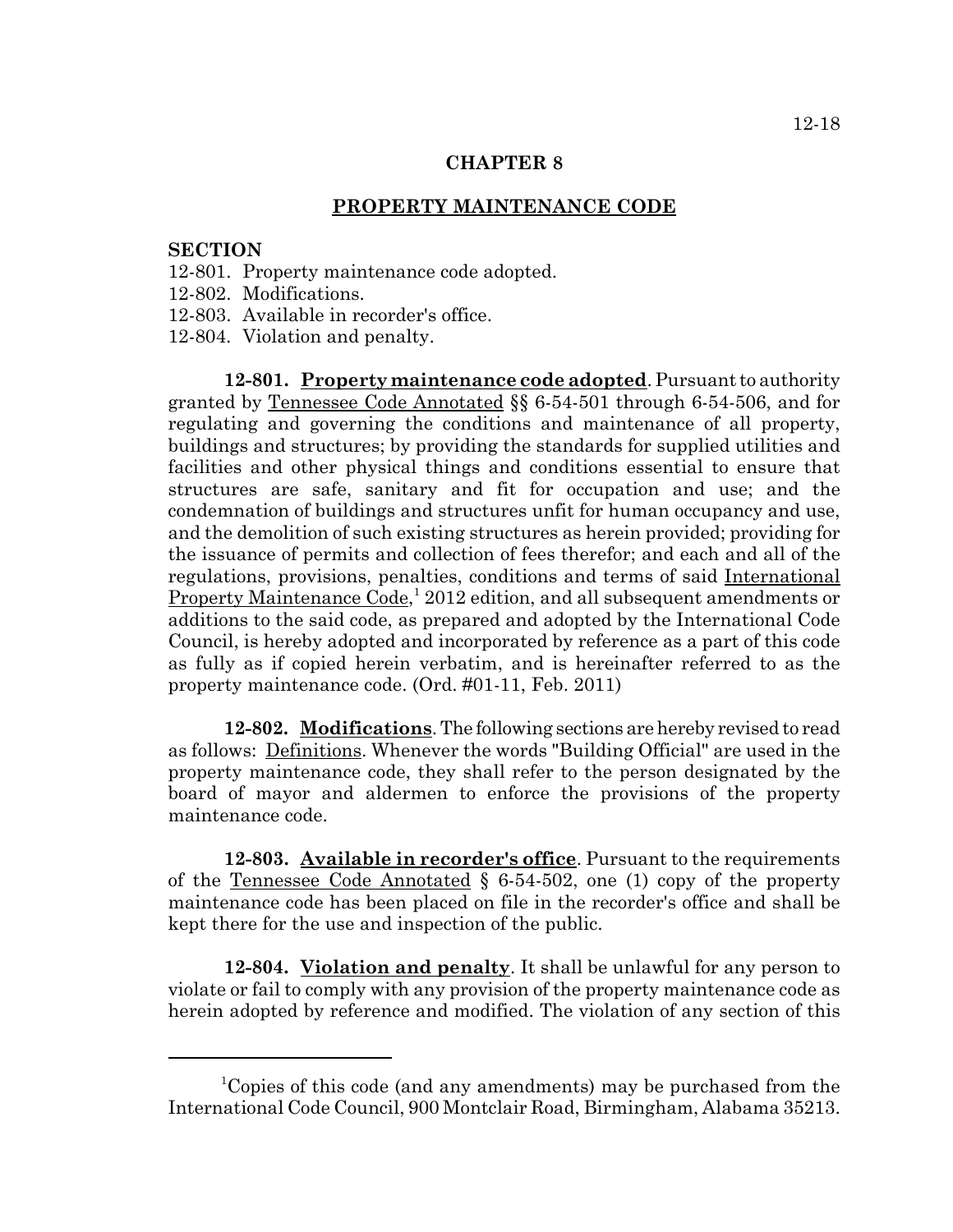# CHAPTER 8

## PROPERTY MAINTENANCE CODE

**SECTION**

12-801. Property maintenance code adopted.
12-802. Modifications.
12-803. Available in recorder's office.
12-804. Violation and penalty.

**12-801. Property maintenance code adopted**. Pursuant to authority granted by Tennessee Code Annotated §§ 6-54-501 through 6-54-506, and for regulating and governing the conditions and maintenance of all property, buildings and structures; by providing the standards for supplied utilities and facilities and other physical things and conditions essential to ensure that structures are safe, sanitary and fit for occupation and use; and the condemnation of buildings and structures unfit for human occupancy and use, and the demolition of such existing structures as herein provided; providing for the issuance of permits and collection of fees therefor; and each and all of the regulations, provisions, penalties, conditions and terms of said International Property Maintenance Code,[1] 2012 edition, and all subsequent amendments or additions to the said code, as prepared and adopted by the International Code Council, is hereby adopted and incorporated by reference as a part of this code as fully as if copied herein verbatim, and is hereinafter referred to as the property maintenance code. (Ord. #01-11, Feb. 2011)

**12-802. Modifications**. The following sections are hereby revised to read as follows: Definitions. Whenever the words "Building Official" are used in the property maintenance code, they shall refer to the person designated by the board of mayor and aldermen to enforce the provisions of the property maintenance code.

**12-803. Available in recorder's office**. Pursuant to the requirements of the Tennessee Code Annotated § 6-54-502, one (1) copy of the property maintenance code has been placed on file in the recorder's office and shall be kept there for the use and inspection of the public.

**12-804. Violation and penalty**. It shall be unlawful for any person to violate or fail to comply with any provision of the property maintenance code as herein adopted by reference and modified. The violation of any section of this

---

[1]Copies of this code (and any amendments) may be purchased from the International Code Council, 900 Montclair Road, Birmingham, Alabama 35213.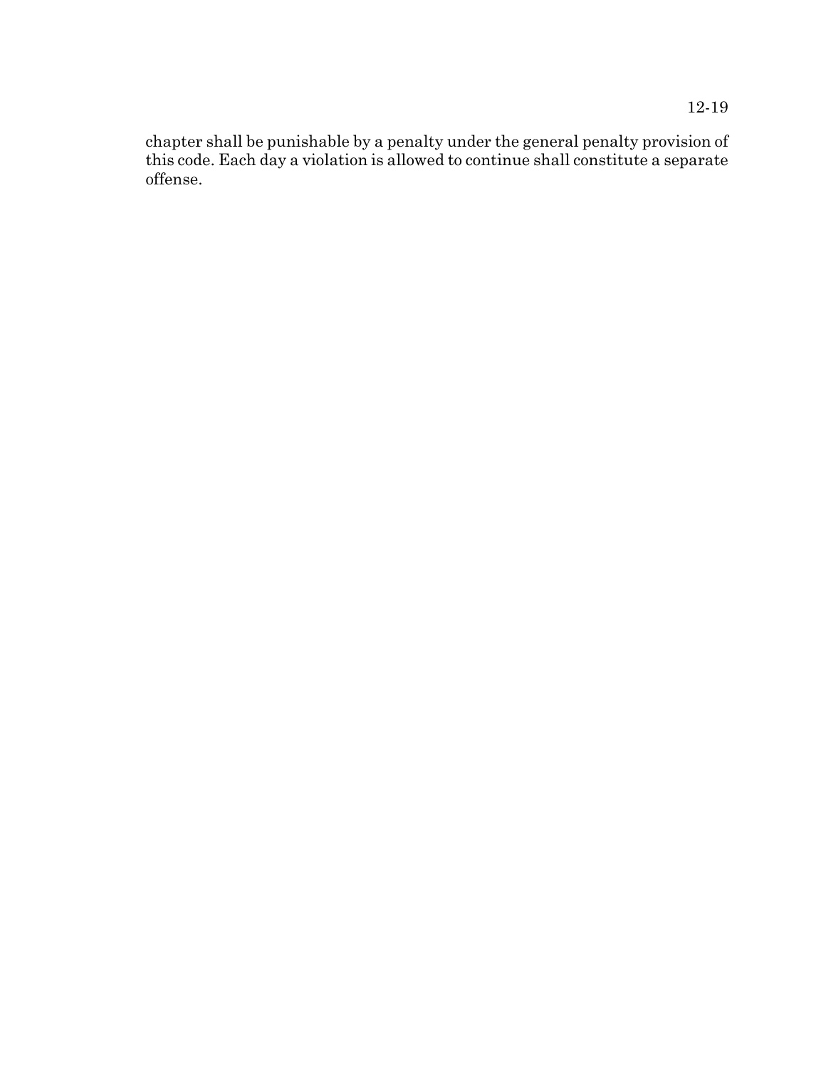chapter shall be punishable by a penalty under the general penalty provision of this code. Each day a violation is allowed to continue shall constitute a separate offense.